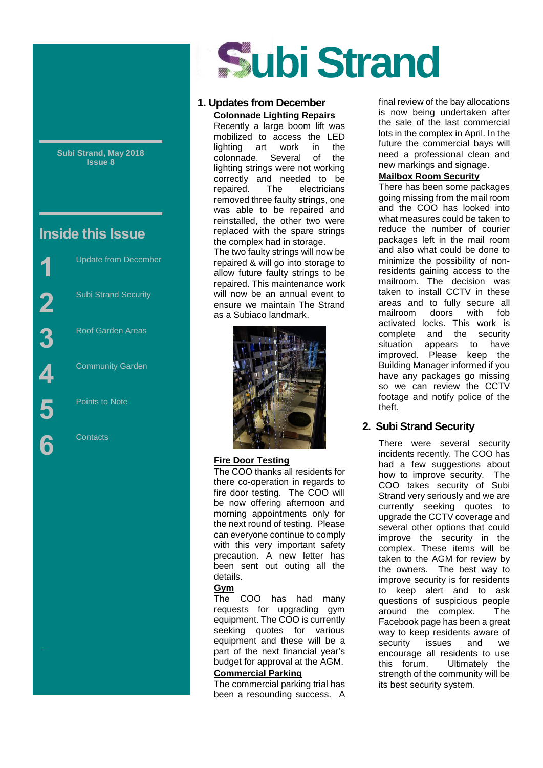# Subi Strand

Subi Strand, May 2018
Issue 8

## Inside this Issue

1 Update from December

2 Subi Strand Security

3 Roof Garden Areas

4 Community Garden

5 Points to Note

6 Contacts

## 1. Updates from December

**Colonnade Lighting Repairs**

Recently a large boom lift was mobilized to access the LED lighting art work in the colonnade. Several of the lighting strings were not working correctly and needed to be repaired. The electricians removed three faulty strings, one was able to be repaired and reinstalled, the other two were replaced with the spare strings the complex had in storage.

The two faulty strings will now be repaired & will go into storage to allow future faulty strings to be repaired. This maintenance work will now be an annual event to ensure we maintain The Strand as a Subiaco landmark.

**Fire Door Testing**

The COO thanks all residents for there co-operation in regards to fire door testing. The COO will be now offering afternoon and morning appointments only for the next round of testing. Please can everyone continue to comply with this very important safety precaution. A new letter has been sent out outing all the details.

**Gym**

The COO has had many requests for upgrading gym equipment. The COO is currently seeking quotes for various equipment and these will be a part of the next financial year's budget for approval at the AGM.

**Commercial Parking**

The commercial parking trial has been a resounding success. A final review of the bay allocations is now being undertaken after the sale of the last commercial lots in the complex in April. In the future the commercial bays will need a professional clean and new markings and signage.

**Mailbox Room Security**

There has some packages going missing from the mail room and the COO has looked into what measures could be taken to reduce the number of courier packages left in the mail room and also what could be done to minimize the possibility of non-residents gaining access to the mailroom. The decision was taken to install CCTV in these areas and to fully secure all mailroom doors with fob activated locks. This work is complete and the security situation appears to have improved. Please keep the Building Manager informed if you have any packages go missing so we can review the CCTV footage and notify police of the theft.

## 2. Subi Strand Security

There were several security incidents recently. The COO has had a few suggestions about how to improve security. The COO takes security of Subi Strand very seriously and we are currently seeking quotes to upgrade the CCTV coverage and several other options that could improve the security in the complex. These items will be taken to the AGM for review by the owners. The best way to improve security is for residents to keep alert and to ask questions of suspicious people around the complex. The Facebook page has been a great way to keep residents aware of security issues and we encourage all residents to use this forum. Ultimately the strength of the community will be its best security system.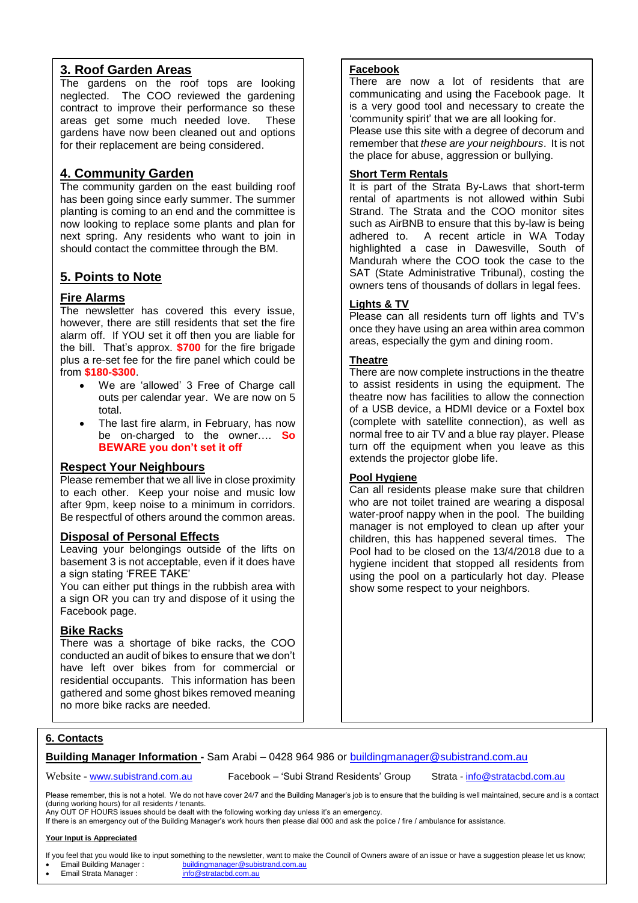## 3. Roof Garden Areas

The gardens on the roof tops are looking neglected. The COO reviewed the gardening contract to improve their performance so these areas get some much needed love. These gardens have now been cleaned out and options for their replacement are being considered.

## 4. Community Garden

The community garden on the east building roof has been going since early summer. The summer planting is coming to an end and the committee is now looking to replace some plants and plan for next spring. Any residents who want to join in should contact the committee through the BM.

## 5. Points to Note

### Fire Alarms

The newsletter has covered this every issue, however, there are still residents that set the fire alarm off. If YOU set it off then you are liable for the bill. That's approx. **$700** for the fire brigade plus a re-set fee for the fire panel which could be from **$180-$300**.

- We are 'allowed' 3 Free of Charge call outs per calendar year. We are now on 5 total.
- The last fire alarm, in February, has now be on-charged to the owner…. **So BEWARE you don't set it off**

### Respect Your Neighbours

Please remember that we all live in close proximity to each other. Keep your noise and music low after 9pm, keep noise to a minimum in corridors. Be respectful of others around the common areas.

### Disposal of Personal Effects

Leaving your belongings outside of the lifts on basement 3 is not acceptable, even if it does have a sign stating 'FREE TAKE'

You can either put things in the rubbish area with a sign OR you can try and dispose of it using the Facebook page.

### Bike Racks

There was a shortage of bike racks, the COO conducted an audit of bikes to ensure that we don't have left over bikes from for commercial or residential occupants. This information has been gathered and some ghost bikes removed meaning no more bike racks are needed.

### Facebook

There are now a lot of residents that are communicating and using the Facebook page. It is a very good tool and necessary to create the 'community spirit' that we are all looking for.

Please use this site with a degree of decorum and remember that *these are your neighbours*. It is not the place for abuse, aggression or bullying.

### Short Term Rentals

It is part of the Strata By-Laws that short-term rental of apartments is not allowed within Subi Strand. The Strata and the COO monitor sites such as AirBNB to ensure that this by-law is being adhered to. A recent article in WA Today highlighted a case in Dawesville, South of Mandurah where the COO took the case to the SAT (State Administrative Tribunal), costing the owners tens of thousands of dollars in legal fees.

### Lights & TV

Please can all residents turn off lights and TV's once they have using an area within area common areas, especially the gym and dining room.

### Theatre

There are now complete instructions in the theatre to assist residents in using the equipment. The theatre now has facilities to allow the connection of a USB device, a HDMI device or a Foxtel box (complete with satellite connection), as well as normal free to air TV and a blue ray player. Please turn off the equipment when you leave as this extends the projector globe life.

### Pool Hygiene

Can all residents please make sure that children who are not toilet trained are wearing a disposal water-proof nappy when in the pool. The building manager is not employed to clean up after your children, this has happened several times. The Pool had to be closed on the 13/4/2018 due to a hygiene incident that stopped all residents from using the pool on a particularly hot day. Please show some respect to your neighbors.

## 6. Contacts

**Building Manager Information -** Sam Arabi – 0428 964 986 or buildingmanager@subistrand.com.au

Website - www.subistrand.com.au Facebook – 'Subi Strand Residents' Group Strata - info@stratacbd.com.au

Please remember, this is not a hotel. We do not have cover 24/7 and the Building Manager's job is to ensure that the building is well maintained, secure and is a contact (during working hours) for all residents / tenants.

Any OUT OF HOURS issues should be dealt with the following working day unless it's an emergency.

If there is an emergency out of the Building Manager's work hours then please dial 000 and ask the police / fire / ambulance for assistance.

**Your Input is Appreciated**

If you feel that you would like to input something to the newsletter, want to make the Council of Owners aware of an issue or have a suggestion please let us know;

- Email Building Manager : buildingmanager@subistrand.com.au
- Email Strata Manager : info@stratacbd.com.au